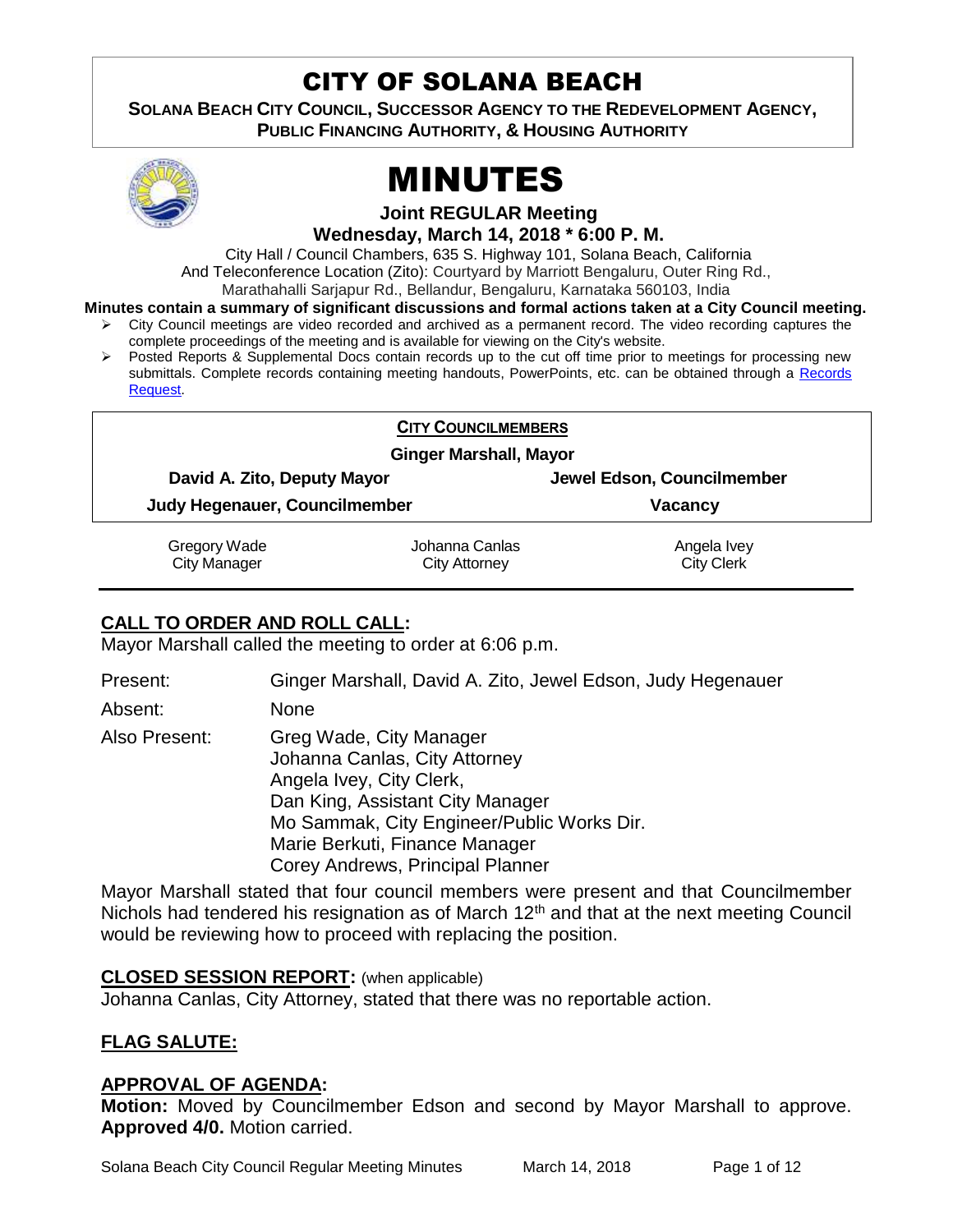# CITY OF SOLANA BEACH

**SOLANA BEACH CITY COUNCIL, SUCCESSOR AGENCY TO THE REDEVELOPMENT AGENCY, PUBLIC FINANCING AUTHORITY, & HOUSING AUTHORITY**

# MINUTES

**Joint REGULAR Meeting**

**Wednesday, March 14, 2018 * 6:00 P. M.**

City Hall / Council Chambers, 635 S. Highway 101, Solana Beach, California
And Teleconference Location (Zito): Courtyard by Marriott Bengaluru, Outer Ring Rd., Marathahalli Sarjapur Rd., Bellandur, Bengaluru, Karnataka 560103, India

**Minutes contain a summary of significant discussions and formal actions taken at a City Council meeting.**

- City Council meetings are video recorded and archived as a permanent record. The video recording captures the complete proceedings of the meeting and is available for viewing on the City's website.
- Posted Reports & Supplemental Docs contain records up to the cut off time prior to meetings for processing new submittals. Complete records containing meeting handouts, PowerPoints, etc. can be obtained through a Records Request.

**CITY COUNCILMEMBERS**

**Ginger Marshall, Mayor**

| | |
|---|---|
| **David A. Zito, Deputy Mayor** | **Jewel Edson, Councilmember** |
| **Judy Hegenauer, Councilmember** | **Vacancy** |

| | | |
|---|---|---|
| Gregory Wade<br>City Manager | Johanna Canlas<br>City Attorney | Angela Ivey<br>City Clerk |

## CALL TO ORDER AND ROLL CALL:

Mayor Marshall called the meeting to order at 6:06 p.m.

Present: Ginger Marshall, David A. Zito, Jewel Edson, Judy Hegenauer

Absent: None

Also Present: Greg Wade, City Manager
Johanna Canlas, City Attorney
Angela Ivey, City Clerk,
Dan King, Assistant City Manager
Mo Sammak, City Engineer/Public Works Dir.
Marie Berkuti, Finance Manager
Corey Andrews, Principal Planner

Mayor Marshall stated that four council members were present and that Councilmember Nichols had tendered his resignation as of March 12th and that at the next meeting Council would be reviewing how to proceed with replacing the position.

## CLOSED SESSION REPORT: (when applicable)

Johanna Canlas, City Attorney, stated that there was no reportable action.

## FLAG SALUTE:

## APPROVAL OF AGENDA:

**Motion:** Moved by Councilmember Edson and second by Mayor Marshall to approve. **Approved 4/0.** Motion carried.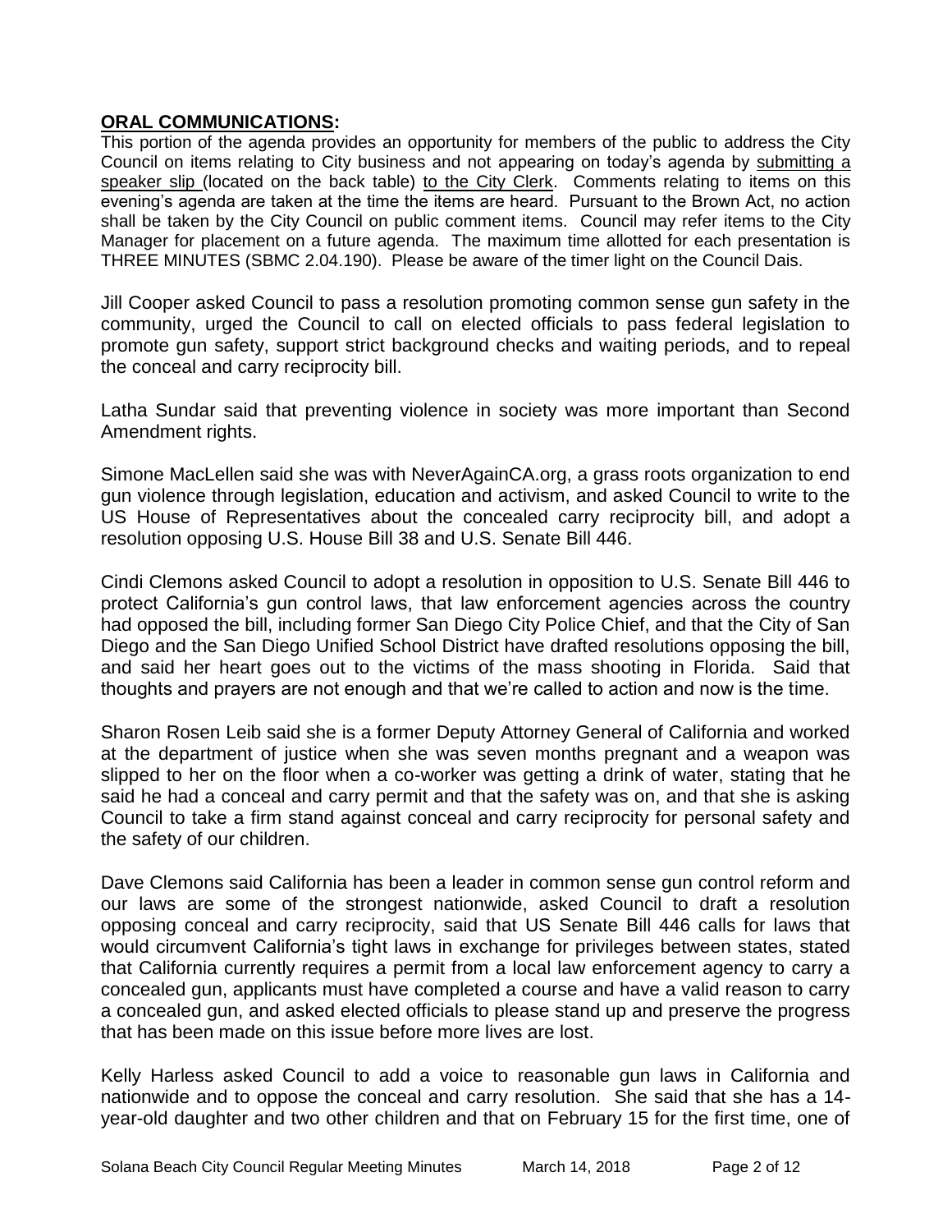## **ORAL COMMUNICATIONS:**

This portion of the agenda provides an opportunity for members of the public to address the City Council on items relating to City business and not appearing on today's agenda by submitting a speaker slip (located on the back table) to the City Clerk. Comments relating to items on this evening's agenda are taken at the time the items are heard. Pursuant to the Brown Act, no action shall be taken by the City Council on public comment items. Council may refer items to the City Manager for placement on a future agenda. The maximum time allotted for each presentation is THREE MINUTES (SBMC 2.04.190). Please be aware of the timer light on the Council Dais.

Jill Cooper asked Council to pass a resolution promoting common sense gun safety in the community, urged the Council to call on elected officials to pass federal legislation to promote gun safety, support strict background checks and waiting periods, and to repeal the conceal and carry reciprocity bill.

Latha Sundar said that preventing violence in society was more important than Second Amendment rights.

Simone MacLellen said she was with NeverAgainCA.org, a grass roots organization to end gun violence through legislation, education and activism, and asked Council to write to the US House of Representatives about the concealed carry reciprocity bill, and adopt a resolution opposing U.S. House Bill 38 and U.S. Senate Bill 446.

Cindi Clemons asked Council to adopt a resolution in opposition to U.S. Senate Bill 446 to protect California's gun control laws, that law enforcement agencies across the country had opposed the bill, including former San Diego City Police Chief, and that the City of San Diego and the San Diego Unified School District have drafted resolutions opposing the bill, and said her heart goes out to the victims of the mass shooting in Florida. Said that thoughts and prayers are not enough and that we're called to action and now is the time.

Sharon Rosen Leib said she is a former Deputy Attorney General of California and worked at the department of justice when she was seven months pregnant and a weapon was slipped to her on the floor when a co-worker was getting a drink of water, stating that he said he had a conceal and carry permit and that the safety was on, and that she is asking Council to take a firm stand against conceal and carry reciprocity for personal safety and the safety of our children.

Dave Clemons said California has been a leader in common sense gun control reform and our laws are some of the strongest nationwide, asked Council to draft a resolution opposing conceal and carry reciprocity, said that US Senate Bill 446 calls for laws that would circumvent California's tight laws in exchange for privileges between states, stated that California currently requires a permit from a local law enforcement agency to carry a concealed gun, applicants must have completed a course and have a valid reason to carry a concealed gun, and asked elected officials to please stand up and preserve the progress that has been made on this issue before more lives are lost.

Kelly Harless asked Council to add a voice to reasonable gun laws in California and nationwide and to oppose the conceal and carry resolution. She said that she has a 14-year-old daughter and two other children and that on February 15 for the first time, one of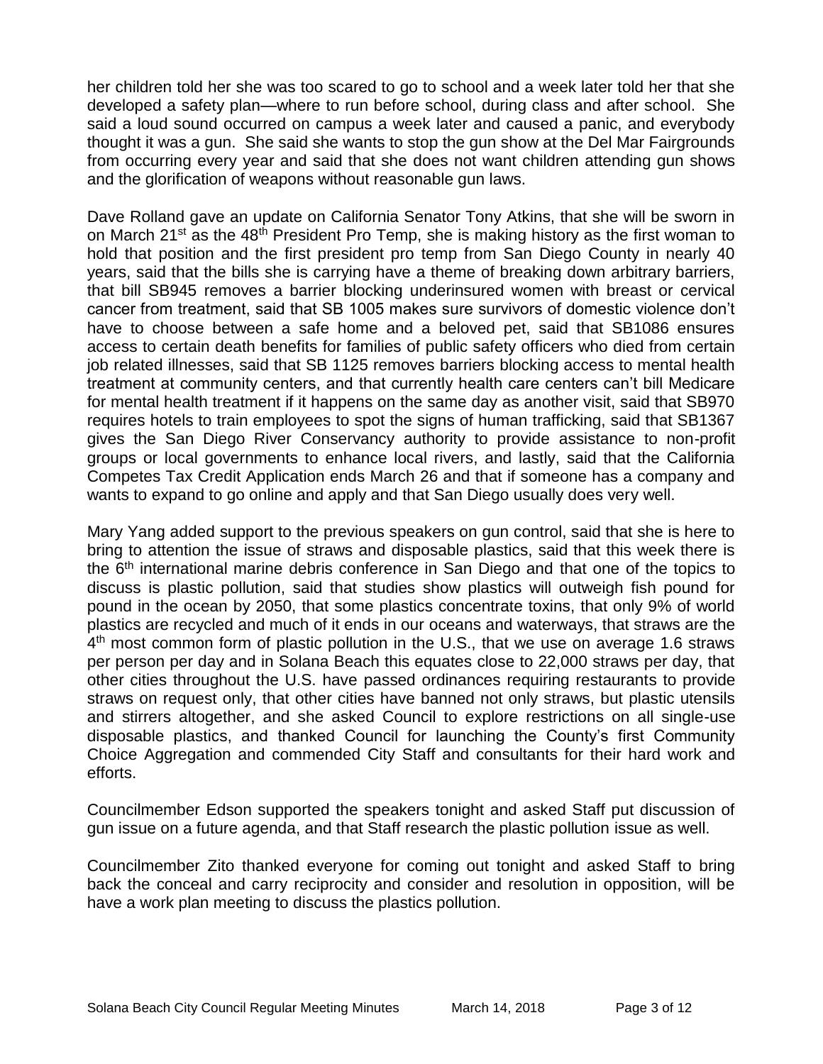her children told her she was too scared to go to school and a week later told her that she developed a safety plan—where to run before school, during class and after school. She said a loud sound occurred on campus a week later and caused a panic, and everybody thought it was a gun. She said she wants to stop the gun show at the Del Mar Fairgrounds from occurring every year and said that she does not want children attending gun shows and the glorification of weapons without reasonable gun laws.

Dave Rolland gave an update on California Senator Tony Atkins, that she will be sworn in on March 21st as the 48th President Pro Temp, she is making history as the first woman to hold that position and the first president pro temp from San Diego County in nearly 40 years, said that the bills she is carrying have a theme of breaking down arbitrary barriers, that bill SB945 removes a barrier blocking underinsured women with breast or cervical cancer from treatment, said that SB 1005 makes sure survivors of domestic violence don't have to choose between a safe home and a beloved pet, said that SB1086 ensures access to certain death benefits for families of public safety officers who died from certain job related illnesses, said that SB 1125 removes barriers blocking access to mental health treatment at community centers, and that currently health care centers can't bill Medicare for mental health treatment if it happens on the same day as another visit, said that SB970 requires hotels to train employees to spot the signs of human trafficking, said that SB1367 gives the San Diego River Conservancy authority to provide assistance to non-profit groups or local governments to enhance local rivers, and lastly, said that the California Competes Tax Credit Application ends March 26 and that if someone has a company and wants to expand to go online and apply and that San Diego usually does very well.

Mary Yang added support to the previous speakers on gun control, said that she is here to bring to attention the issue of straws and disposable plastics, said that this week there is the 6th international marine debris conference in San Diego and that one of the topics to discuss is plastic pollution, said that studies show plastics will outweigh fish pound for pound in the ocean by 2050, that some plastics concentrate toxins, that only 9% of world plastics are recycled and much of it ends in our oceans and waterways, that straws are the 4th most common form of plastic pollution in the U.S., that we use on average 1.6 straws per person per day and in Solana Beach this equates close to 22,000 straws per day, that other cities throughout the U.S. have passed ordinances requiring restaurants to provide straws on request only, that other cities have banned not only straws, but plastic utensils and stirrers altogether, and she asked Council to explore restrictions on all single-use disposable plastics, and thanked Council for launching the County's first Community Choice Aggregation and commended City Staff and consultants for their hard work and efforts.

Councilmember Edson supported the speakers tonight and asked Staff put discussion of gun issue on a future agenda, and that Staff research the plastic pollution issue as well.

Councilmember Zito thanked everyone for coming out tonight and asked Staff to bring back the conceal and carry reciprocity and consider and resolution in opposition, will be have a work plan meeting to discuss the plastics pollution.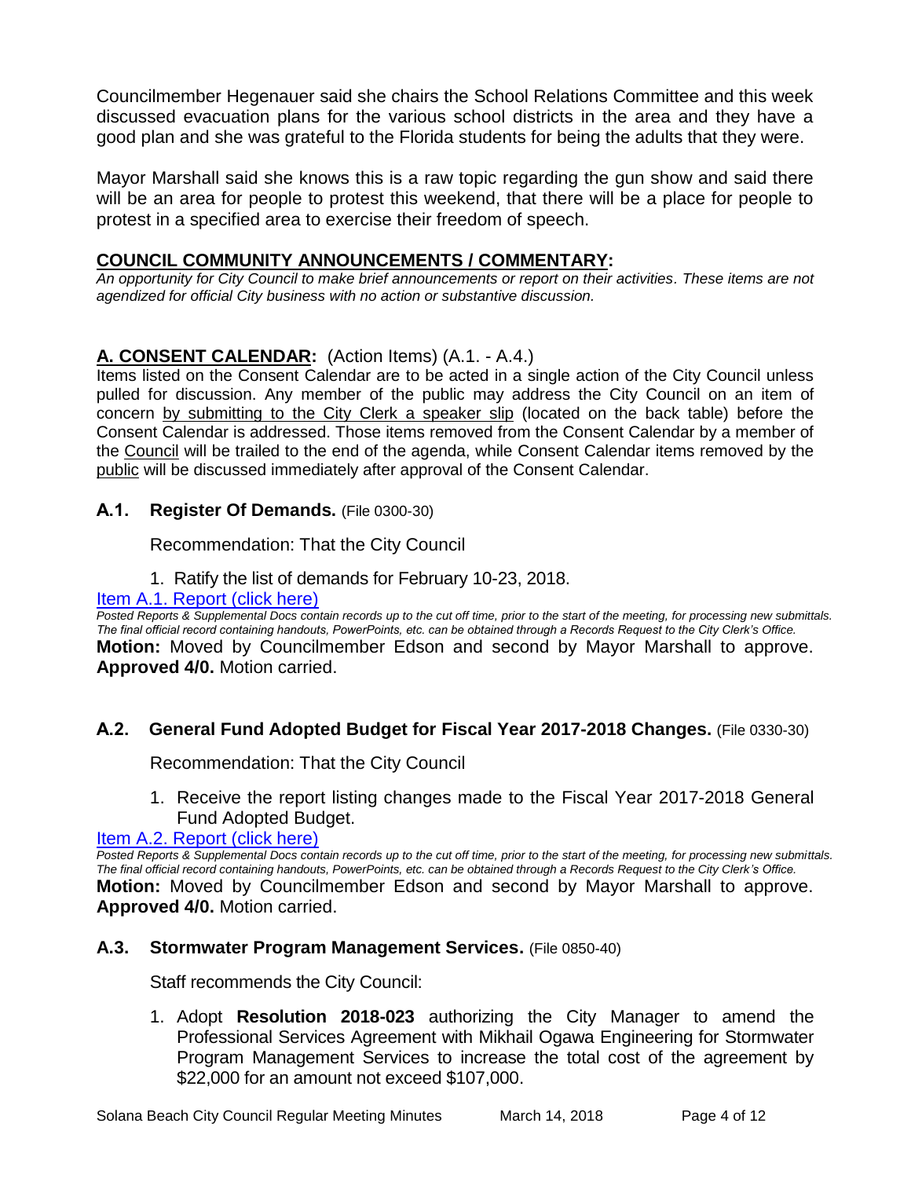Councilmember Hegenauer said she chairs the School Relations Committee and this week discussed evacuation plans for the various school districts in the area and they have a good plan and she was grateful to the Florida students for being the adults that they were.

Mayor Marshall said she knows this is a raw topic regarding the gun show and said there will be an area for people to protest this weekend, that there will be a place for people to protest in a specified area to exercise their freedom of speech.

## COUNCIL COMMUNITY ANNOUNCEMENTS / COMMENTARY:

*An opportunity for City Council to make brief announcements or report on their activities. These items are not agendized for official City business with no action or substantive discussion.*

## A. CONSENT CALENDAR: (Action Items) (A.1. - A.4.)

Items listed on the Consent Calendar are to be acted in a single action of the City Council unless pulled for discussion. Any member of the public may address the City Council on an item of concern by submitting to the City Clerk a speaker slip (located on the back table) before the Consent Calendar is addressed. Those items removed from the Consent Calendar by a member of the Council will be trailed to the end of the agenda, while Consent Calendar items removed by the public will be discussed immediately after approval of the Consent Calendar.

### A.1. Register Of Demands. (File 0300-30)

Recommendation: That the City Council

1. Ratify the list of demands for February 10-23, 2018.

Item A.1. Report (click here)

*Posted Reports & Supplemental Docs contain records up to the cut off time, prior to the start of the meeting, for processing new submittals. The final official record containing handouts, PowerPoints, etc. can be obtained through a Records Request to the City Clerk's Office.*

**Motion:** Moved by Councilmember Edson and second by Mayor Marshall to approve. **Approved 4/0.** Motion carried.

### A.2. General Fund Adopted Budget for Fiscal Year 2017-2018 Changes. (File 0330-30)

Recommendation: That the City Council

1. Receive the report listing changes made to the Fiscal Year 2017-2018 General Fund Adopted Budget.

Item A.2. Report (click here)

*Posted Reports & Supplemental Docs contain records up to the cut off time, prior to the start of the meeting, for processing new submittals. The final official record containing handouts, PowerPoints, etc. can be obtained through a Records Request to the City Clerk's Office.*

**Motion:** Moved by Councilmember Edson and second by Mayor Marshall to approve. **Approved 4/0.** Motion carried.

### A.3. Stormwater Program Management Services. (File 0850-40)

Staff recommends the City Council:

1. Adopt **Resolution 2018-023** authorizing the City Manager to amend the Professional Services Agreement with Mikhail Ogawa Engineering for Stormwater Program Management Services to increase the total cost of the agreement by $22,000 for an amount not exceed $107,000.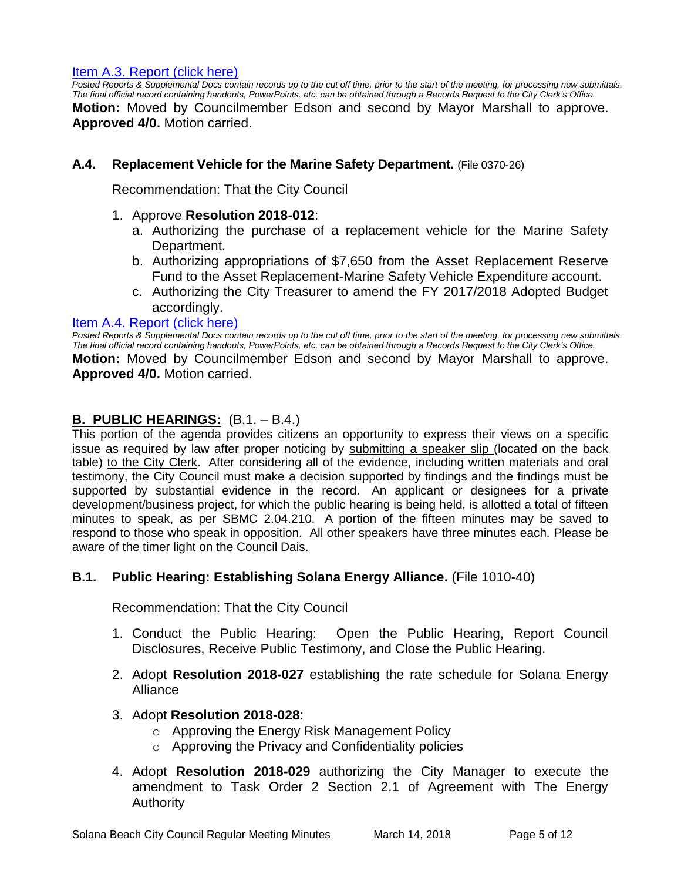[Item A.3. Report (click here)](#)

*Posted Reports & Supplemental Docs contain records up to the cut off time, prior to the start of the meeting, for processing new submittals. The final official record containing handouts, PowerPoints, etc. can be obtained through a Records Request to the City Clerk's Office.*

**Motion:** Moved by Councilmember Edson and second by Mayor Marshall to approve. **Approved 4/0.** Motion carried.

### A.4. Replacement Vehicle for the Marine Safety Department. (File 0370-26)

Recommendation: That the City Council

1. Approve **Resolution 2018-012**:
   a. Authorizing the purchase of a replacement vehicle for the Marine Safety Department.
   b. Authorizing appropriations of $7,650 from the Asset Replacement Reserve Fund to the Asset Replacement-Marine Safety Vehicle Expenditure account.
   c. Authorizing the City Treasurer to amend the FY 2017/2018 Adopted Budget accordingly.

[Item A.4. Report (click here)](#)

*Posted Reports & Supplemental Docs contain records up to the cut off time, prior to the start of the meeting, for processing new submittals. The final official record containing handouts, PowerPoints, etc. can be obtained through a Records Request to the City Clerk's Office.*

**Motion:** Moved by Councilmember Edson and second by Mayor Marshall to approve. **Approved 4/0.** Motion carried.

## B. PUBLIC HEARINGS: (B.1. – B.4.)

This portion of the agenda provides citizens an opportunity to express their views on a specific issue as required by law after proper noticing by submitting a speaker slip (located on the back table) to the City Clerk. After considering all of the evidence, including written materials and oral testimony, the City Council must make a decision supported by findings and the findings must be supported by substantial evidence in the record. An applicant or designees for a private development/business project, for which the public hearing is being held, is allotted a total of fifteen minutes to speak, as per SBMC 2.04.210. A portion of the fifteen minutes may be saved to respond to those who speak in opposition. All other speakers have three minutes each. Please be aware of the timer light on the Council Dais.

### B.1. Public Hearing: Establishing Solana Energy Alliance. (File 1010-40)

Recommendation: That the City Council

1. Conduct the Public Hearing: Open the Public Hearing, Report Council Disclosures, Receive Public Testimony, and Close the Public Hearing.

2. Adopt **Resolution 2018-027** establishing the rate schedule for Solana Energy Alliance

3. Adopt **Resolution 2018-028**:
   - Approving the Energy Risk Management Policy
   - Approving the Privacy and Confidentiality policies

4. Adopt **Resolution 2018-029** authorizing the City Manager to execute the amendment to Task Order 2 Section 2.1 of Agreement with The Energy Authority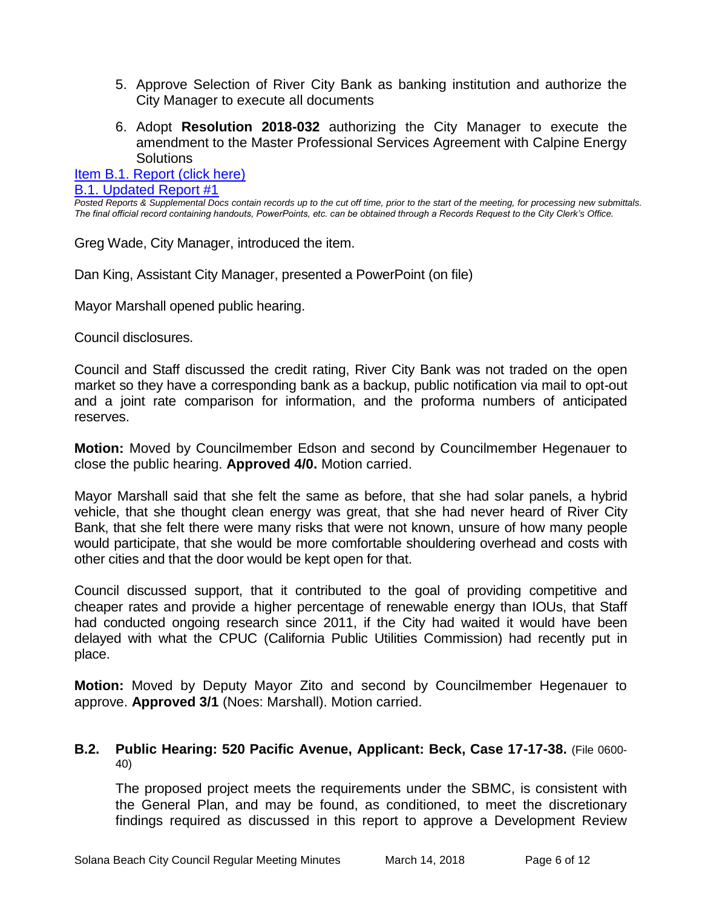5. Approve Selection of River City Bank as banking institution and authorize the City Manager to execute all documents

6. Adopt **Resolution 2018-032** authorizing the City Manager to execute the amendment to the Master Professional Services Agreement with Calpine Energy Solutions

[Item B.1. Report (click here)]
[B.1. Updated Report #1]

*Posted Reports & Supplemental Docs contain records up to the cut off time, prior to the start of the meeting, for processing new submittals. The final official record containing handouts, PowerPoints, etc. can be obtained through a Records Request to the City Clerk's Office.*

Greg Wade, City Manager, introduced the item.

Dan King, Assistant City Manager, presented a PowerPoint (on file)

Mayor Marshall opened public hearing.

Council disclosures.

Council and Staff discussed the credit rating, River City Bank was not traded on the open market so they have a corresponding bank as a backup, public notification via mail to opt-out and a joint rate comparison for information, and the proforma numbers of anticipated reserves.

**Motion:** Moved by Councilmember Edson and second by Councilmember Hegenauer to close the public hearing. **Approved 4/0.** Motion carried.

Mayor Marshall said that she felt the same as before, that she had solar panels, a hybrid vehicle, that she thought clean energy was great, that she had never heard of River City Bank, that she felt there were many risks that were not known, unsure of how many people would participate, that she would be more comfortable shouldering overhead and costs with other cities and that the door would be kept open for that.

Council discussed support, that it contributed to the goal of providing competitive and cheaper rates and provide a higher percentage of renewable energy than IOUs, that Staff had conducted ongoing research since 2011, if the City had waited it would have been delayed with what the CPUC (California Public Utilities Commission) had recently put in place.

**Motion:** Moved by Deputy Mayor Zito and second by Councilmember Hegenauer to approve. **Approved 3/1** (Noes: Marshall). Motion carried.

### B.2. Public Hearing: 520 Pacific Avenue, Applicant: Beck, Case 17-17-38. (File 0600-40)

The proposed project meets the requirements under the SBMC, is consistent with the General Plan, and may be found, as conditioned, to meet the discretionary findings required as discussed in this report to approve a Development Review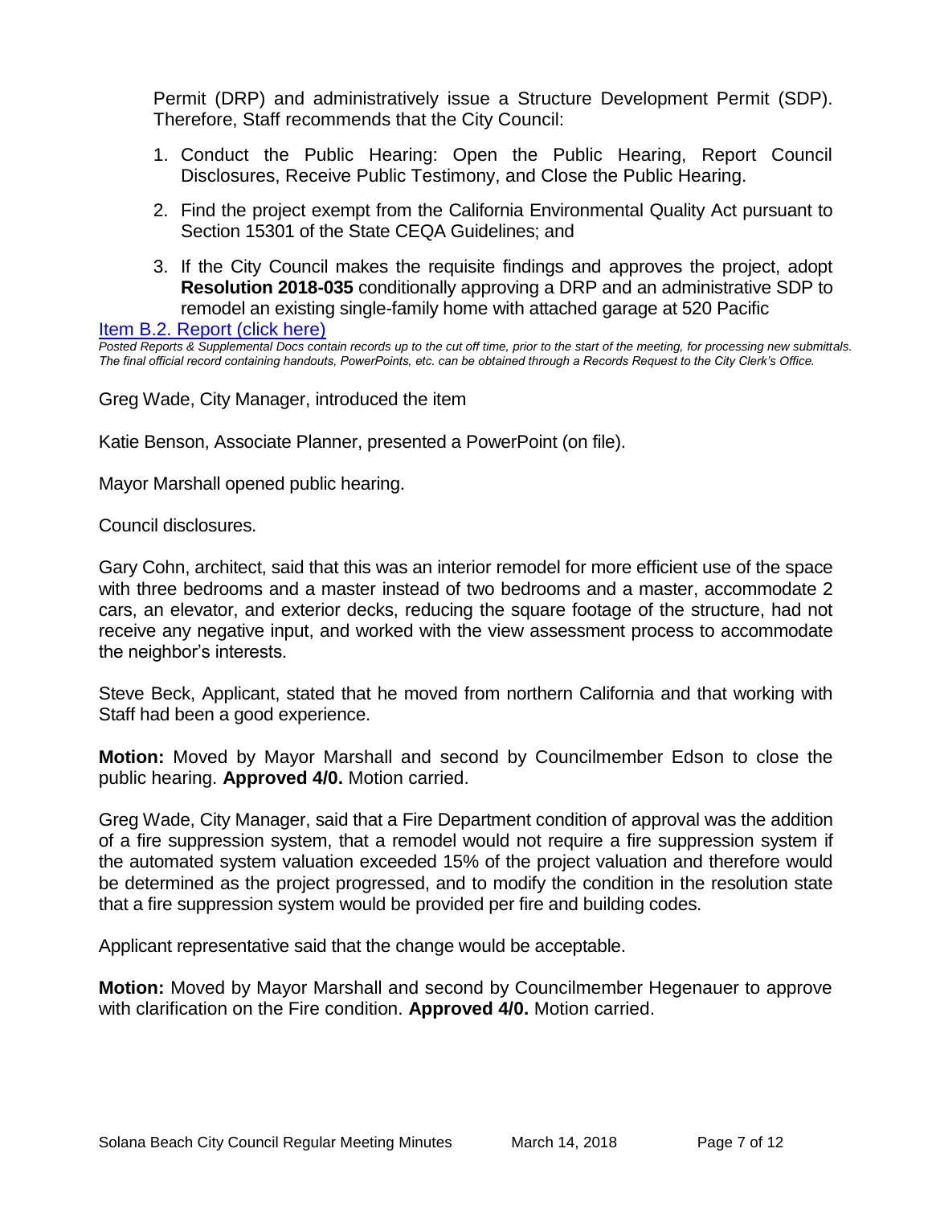Permit (DRP) and administratively issue a Structure Development Permit (SDP). Therefore, Staff recommends that the City Council:

1. Conduct the Public Hearing: Open the Public Hearing, Report Council Disclosures, Receive Public Testimony, and Close the Public Hearing.

2. Find the project exempt from the California Environmental Quality Act pursuant to Section 15301 of the State CEQA Guidelines; and

3. If the City Council makes the requisite findings and approves the project, adopt **Resolution 2018-035** conditionally approving a DRP and an administrative SDP to remodel an existing single-family home with attached garage at 520 Pacific

[Item B.2. Report (click here)](#)

*Posted Reports & Supplemental Docs contain records up to the cut off time, prior to the start of the meeting, for processing new submittals. The final official record containing handouts, PowerPoints, etc. can be obtained through a Records Request to the City Clerk's Office.*

Greg Wade, City Manager, introduced the item

Katie Benson, Associate Planner, presented a PowerPoint (on file).

Mayor Marshall opened public hearing.

Council disclosures.

Gary Cohn, architect, said that this was an interior remodel for more efficient use of the space with three bedrooms and a master instead of two bedrooms and a master, accommodate 2 cars, an elevator, and exterior decks, reducing the square footage of the structure, had not receive any negative input, and worked with the view assessment process to accommodate the neighbor's interests.

Steve Beck, Applicant, stated that he moved from northern California and that working with Staff had been a good experience.

**Motion:** Moved by Mayor Marshall and second by Councilmember Edson to close the public hearing. **Approved 4/0.** Motion carried.

Greg Wade, City Manager, said that a Fire Department condition of approval was the addition of a fire suppression system, that a remodel would not require a fire suppression system if the automated system valuation exceeded 15% of the project valuation and therefore would be determined as the project progressed, and to modify the condition in the resolution state that a fire suppression system would be provided per fire and building codes.

Applicant representative said that the change would be acceptable.

**Motion:** Moved by Mayor Marshall and second by Councilmember Hegenauer to approve with clarification on the Fire condition. **Approved 4/0.** Motion carried.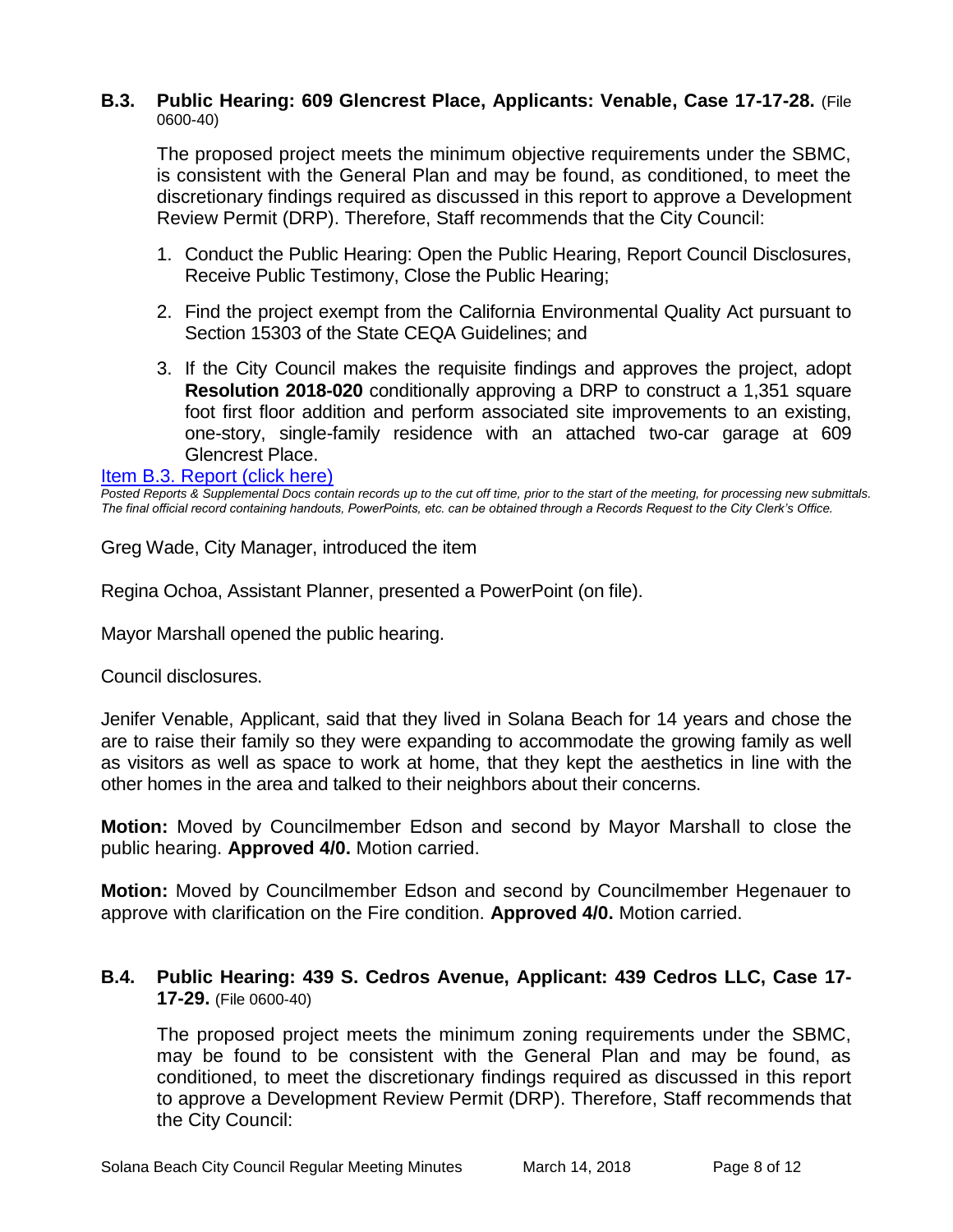**B.3. Public Hearing: 609 Glencrest Place, Applicants: Venable, Case 17-17-28.** (File 0600-40)

The proposed project meets the minimum objective requirements under the SBMC, is consistent with the General Plan and may be found, as conditioned, to meet the discretionary findings required as discussed in this report to approve a Development Review Permit (DRP). Therefore, Staff recommends that the City Council:

1. Conduct the Public Hearing: Open the Public Hearing, Report Council Disclosures, Receive Public Testimony, Close the Public Hearing;
2. Find the project exempt from the California Environmental Quality Act pursuant to Section 15303 of the State CEQA Guidelines; and
3. If the City Council makes the requisite findings and approves the project, adopt **Resolution 2018-020** conditionally approving a DRP to construct a 1,351 square foot first floor addition and perform associated site improvements to an existing, one-story, single-family residence with an attached two-car garage at 609 Glencrest Place.

Item B.3. Report (click here)

*Posted Reports & Supplemental Docs contain records up to the cut off time, prior to the start of the meeting, for processing new submittals. The final official record containing handouts, PowerPoints, etc. can be obtained through a Records Request to the City Clerk's Office.*

Greg Wade, City Manager, introduced the item

Regina Ochoa, Assistant Planner, presented a PowerPoint (on file).

Mayor Marshall opened the public hearing.

Council disclosures.

Jenifer Venable, Applicant, said that they lived in Solana Beach for 14 years and chose the are to raise their family so they were expanding to accommodate the growing family as well as visitors as well as space to work at home, that they kept the aesthetics in line with the other homes in the area and talked to their neighbors about their concerns.

**Motion:** Moved by Councilmember Edson and second by Mayor Marshall to close the public hearing. **Approved 4/0.** Motion carried.

**Motion:** Moved by Councilmember Edson and second by Councilmember Hegenauer to approve with clarification on the Fire condition. **Approved 4/0.** Motion carried.

**B.4. Public Hearing: 439 S. Cedros Avenue, Applicant: 439 Cedros LLC, Case 17-17-29.** (File 0600-40)

The proposed project meets the minimum zoning requirements under the SBMC, may be found to be consistent with the General Plan and may be found, as conditioned, to meet the discretionary findings required as discussed in this report to approve a Development Review Permit (DRP). Therefore, Staff recommends that the City Council: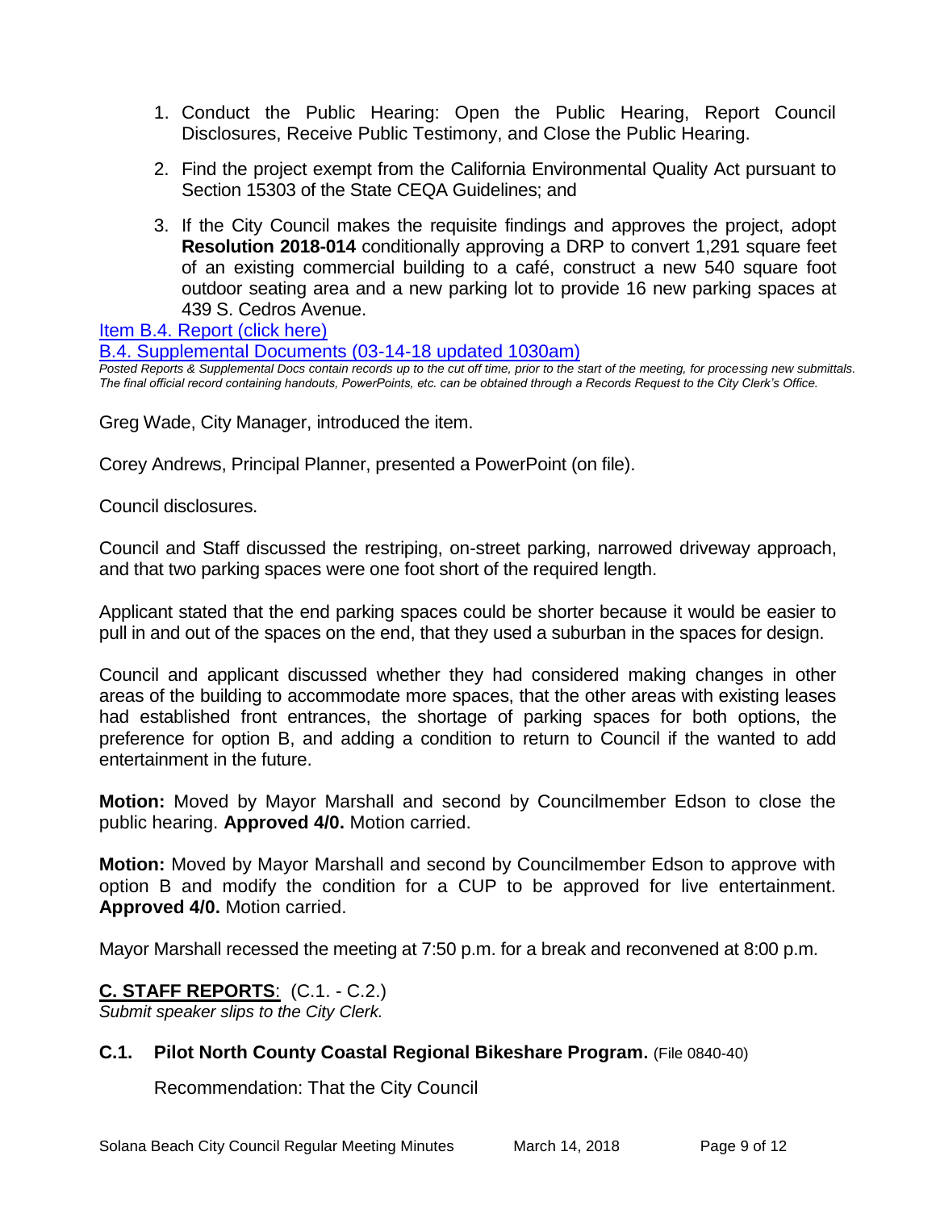1. Conduct the Public Hearing: Open the Public Hearing, Report Council Disclosures, Receive Public Testimony, and Close the Public Hearing.

2. Find the project exempt from the California Environmental Quality Act pursuant to Section 15303 of the State CEQA Guidelines; and

3. If the City Council makes the requisite findings and approves the project, adopt **Resolution 2018-014** conditionally approving a DRP to convert 1,291 square feet of an existing commercial building to a café, construct a new 540 square foot outdoor seating area and a new parking lot to provide 16 new parking spaces at 439 S. Cedros Avenue.

[Item B.4. Report (click here)](#)

[B.4. Supplemental Documents (03-14-18 updated 1030am)](#)

*Posted Reports & Supplemental Docs contain records up to the cut off time, prior to the start of the meeting, for processing new submittals. The final official record containing handouts, PowerPoints, etc. can be obtained through a Records Request to the City Clerk's Office.*

Greg Wade, City Manager, introduced the item.

Corey Andrews, Principal Planner, presented a PowerPoint (on file).

Council disclosures.

Council and Staff discussed the restriping, on-street parking, narrowed driveway approach, and that two parking spaces were one foot short of the required length.

Applicant stated that the end parking spaces could be shorter because it would be easier to pull in and out of the spaces on the end, that they used a suburban in the spaces for design.

Council and applicant discussed whether they had considered making changes in other areas of the building to accommodate more spaces, that the other areas with existing leases had established front entrances, the shortage of parking spaces for both options, the preference for option B, and adding a condition to return to Council if the wanted to add entertainment in the future.

**Motion:** Moved by Mayor Marshall and second by Councilmember Edson to close the public hearing. **Approved 4/0.** Motion carried.

**Motion:** Moved by Mayor Marshall and second by Councilmember Edson to approve with option B and modify the condition for a CUP to be approved for live entertainment. **Approved 4/0.** Motion carried.

Mayor Marshall recessed the meeting at 7:50 p.m. for a break and reconvened at 8:00 p.m.

## C. STAFF REPORTS: (C.1. - C.2.)

*Submit speaker slips to the City Clerk.*

### C.1. Pilot North County Coastal Regional Bikeshare Program. (File 0840-40)

Recommendation: That the City Council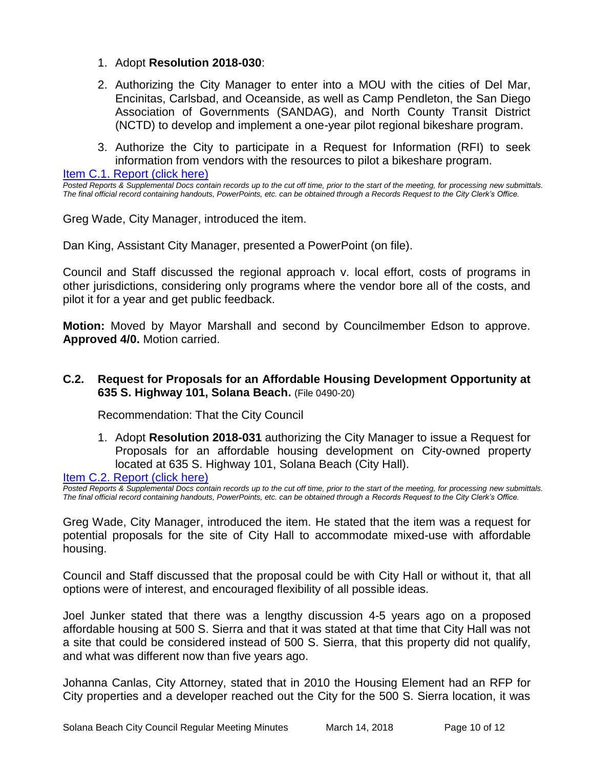1. Adopt **Resolution 2018-030**:
2. Authorizing the City Manager to enter into a MOU with the cities of Del Mar, Encinitas, Carlsbad, and Oceanside, as well as Camp Pendleton, the San Diego Association of Governments (SANDAG), and North County Transit District (NCTD) to develop and implement a one-year pilot regional bikeshare program.
3. Authorize the City to participate in a Request for Information (RFI) to seek information from vendors with the resources to pilot a bikeshare program.

[Item C.1. Report (click here)]

*Posted Reports & Supplemental Docs contain records up to the cut off time, prior to the start of the meeting, for processing new submittals. The final official record containing handouts, PowerPoints, etc. can be obtained through a Records Request to the City Clerk's Office.*

Greg Wade, City Manager, introduced the item.

Dan King, Assistant City Manager, presented a PowerPoint (on file).

Council and Staff discussed the regional approach v. local effort, costs of programs in other jurisdictions, considering only programs where the vendor bore all of the costs, and pilot it for a year and get public feedback.

**Motion:** Moved by Mayor Marshall and second by Councilmember Edson to approve. **Approved 4/0.** Motion carried.

### C.2. Request for Proposals for an Affordable Housing Development Opportunity at 635 S. Highway 101, Solana Beach. (File 0490-20)

Recommendation: That the City Council

1. Adopt **Resolution 2018-031** authorizing the City Manager to issue a Request for Proposals for an affordable housing development on City-owned property located at 635 S. Highway 101, Solana Beach (City Hall).

[Item C.2. Report (click here)]

*Posted Reports & Supplemental Docs contain records up to the cut off time, prior to the start of the meeting, for processing new submittals. The final official record containing handouts, PowerPoints, etc. can be obtained through a Records Request to the City Clerk's Office.*

Greg Wade, City Manager, introduced the item. He stated that the item was a request for potential proposals for the site of City Hall to accommodate mixed-use with affordable housing.

Council and Staff discussed that the proposal could be with City Hall or without it, that all options were of interest, and encouraged flexibility of all possible ideas.

Joel Junker stated that there was a lengthy discussion 4-5 years ago on a proposed affordable housing at 500 S. Sierra and that it was stated at that time that City Hall was not a site that could be considered instead of 500 S. Sierra, that this property did not qualify, and what was different now than five years ago.

Johanna Canlas, City Attorney, stated that in 2010 the Housing Element had an RFP for City properties and a developer reached out the City for the 500 S. Sierra location, it was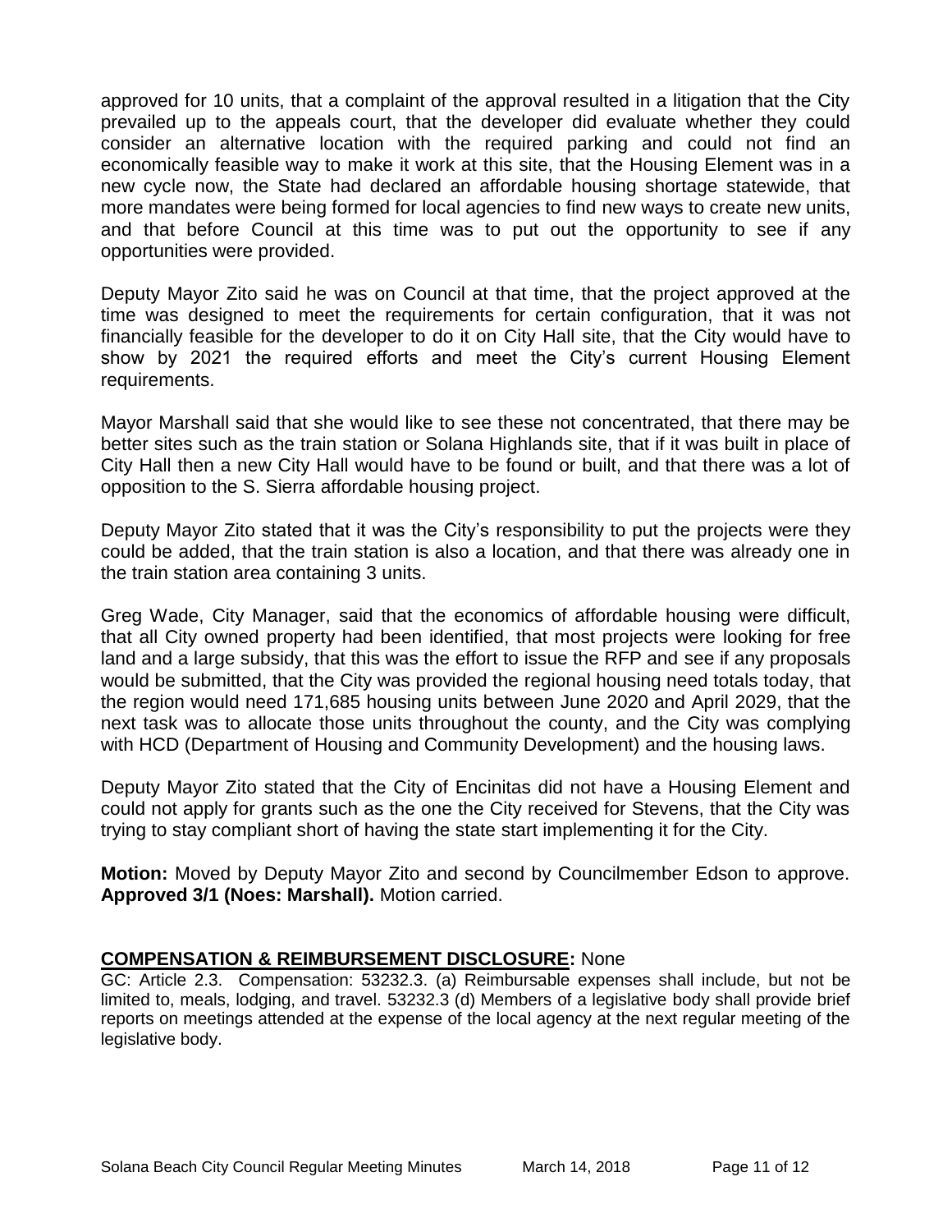approved for 10 units, that a complaint of the approval resulted in a litigation that the City prevailed up to the appeals court, that the developer did evaluate whether they could consider an alternative location with the required parking and could not find an economically feasible way to make it work at this site, that the Housing Element was in a new cycle now, the State had declared an affordable housing shortage statewide, that more mandates were being formed for local agencies to find new ways to create new units, and that before Council at this time was to put out the opportunity to see if any opportunities were provided.

Deputy Mayor Zito said he was on Council at that time, that the project approved at the time was designed to meet the requirements for certain configuration, that it was not financially feasible for the developer to do it on City Hall site, that the City would have to show by 2021 the required efforts and meet the City's current Housing Element requirements.

Mayor Marshall said that she would like to see these not concentrated, that there may be better sites such as the train station or Solana Highlands site, that if it was built in place of City Hall then a new City Hall would have to be found or built, and that there was a lot of opposition to the S. Sierra affordable housing project.

Deputy Mayor Zito stated that it was the City's responsibility to put the projects were they could be added, that the train station is also a location, and that there was already one in the train station area containing 3 units.

Greg Wade, City Manager, said that the economics of affordable housing were difficult, that all City owned property had been identified, that most projects were looking for free land and a large subsidy, that this was the effort to issue the RFP and see if any proposals would be submitted, that the City was provided the regional housing need totals today, that the region would need 171,685 housing units between June 2020 and April 2029, that the next task was to allocate those units throughout the county, and the City was complying with HCD (Department of Housing and Community Development) and the housing laws.

Deputy Mayor Zito stated that the City of Encinitas did not have a Housing Element and could not apply for grants such as the one the City received for Stevens, that the City was trying to stay compliant short of having the state start implementing it for the City.

**Motion:** Moved by Deputy Mayor Zito and second by Councilmember Edson to approve. **Approved 3/1 (Noes: Marshall).** Motion carried.

## COMPENSATION & REIMBURSEMENT DISCLOSURE: None

GC: Article 2.3. Compensation: 53232.3. (a) Reimbursable expenses shall include, but not be limited to, meals, lodging, and travel. 53232.3 (d) Members of a legislative body shall provide brief reports on meetings attended at the expense of the local agency at the next regular meeting of the legislative body.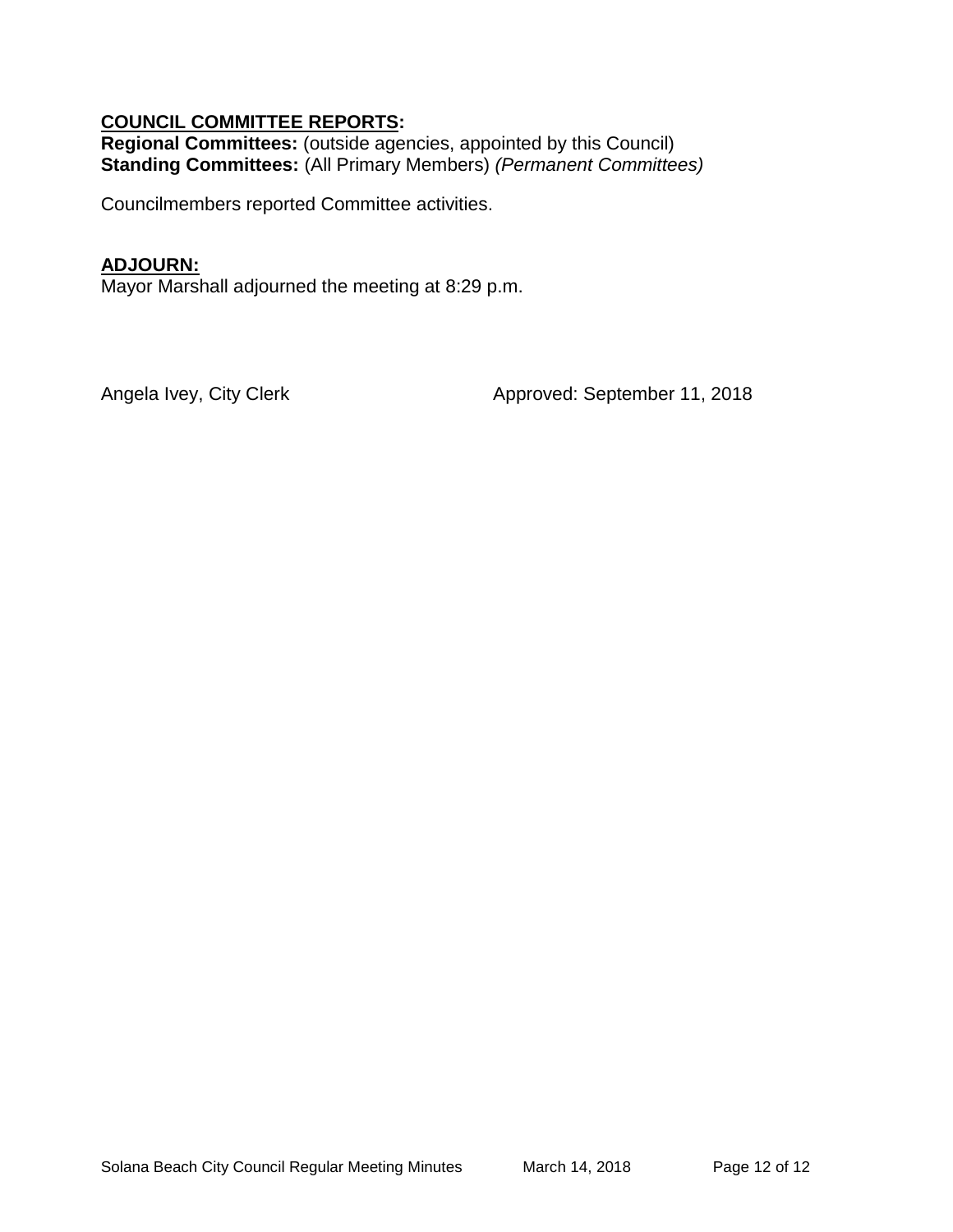**<u>COUNCIL COMMITTEE REPORTS</u>:**
**Regional Committees:** (outside agencies, appointed by this Council)
**Standing Committees:** (All Primary Members) *(Permanent Committees)*

Councilmembers reported Committee activities.

**<u>ADJOURN:</u>**
Mayor Marshall adjourned the meeting at 8:29 p.m.

Angela Ivey, City Clerk                                        Approved: September 11, 2018